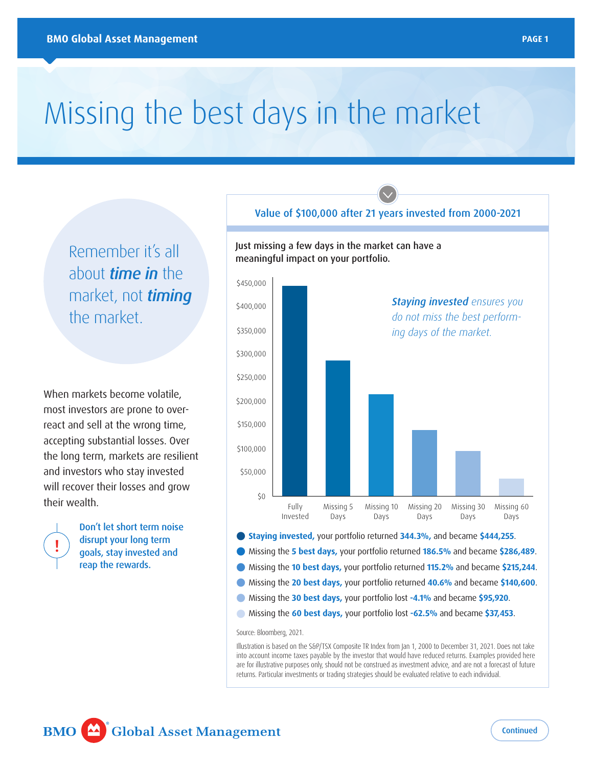# Missing the best days in the market

Remember it's all about ***time in*** the market, not ***timing*** the market.

When markets become volatile, most investors are prone to over-react and sell at the wrong time, accepting substantial losses. Over the long term, markets are resilient and investors who stay invested will recover their losses and grow their wealth.

**Don't let short term noise disrupt your long term goals, stay invested and reap the rewards.**

## Value of $100,000 after 21 years invested from 2000-2021

**Just missing a few days in the market can have a meaningful impact on your portfolio.**

***Staying invested*** *ensures you do not miss the best performing days of the market.*

| | Value |
|---|---|
| Fully Invested | $444,255 |
| Missing 5 Days | $286,489 |
| Missing 10 Days | $215,244 |
| Missing 20 Days | $140,600 |
| Missing 30 Days | $95,920 |
| Missing 60 Days | $37,453 |

- **Staying invested,** your portfolio returned **344.3%,** and became **$444,255**.
- Missing the **5 best days,** your portfolio returned **186.5%** and became **$286,489**.
- Missing the **10 best days,** your portfolio returned **115.2%** and became **$215,244**.
- Missing the **20 best days,** your portfolio returned **40.6%** and became **$140,600**.
- Missing the **30 best days,** your portfolio lost **-4.1%** and became **$95,920**.
- Missing the **60 best days,** your portfolio lost **-62.5%** and became **$37,453**.

Source: Bloomberg, 2021.

Illustration is based on the S&P/TSX Composite TR Index from Jan 1, 2000 to December 31, 2021. Does not take into account income taxes payable by the investor that would have reduced returns. Examples provided here are for illustrative purposes only, should not be construed as investment advice, and are not a forecast of future returns. Particular investments or trading strategies should be evaluated relative to each individual.

Continued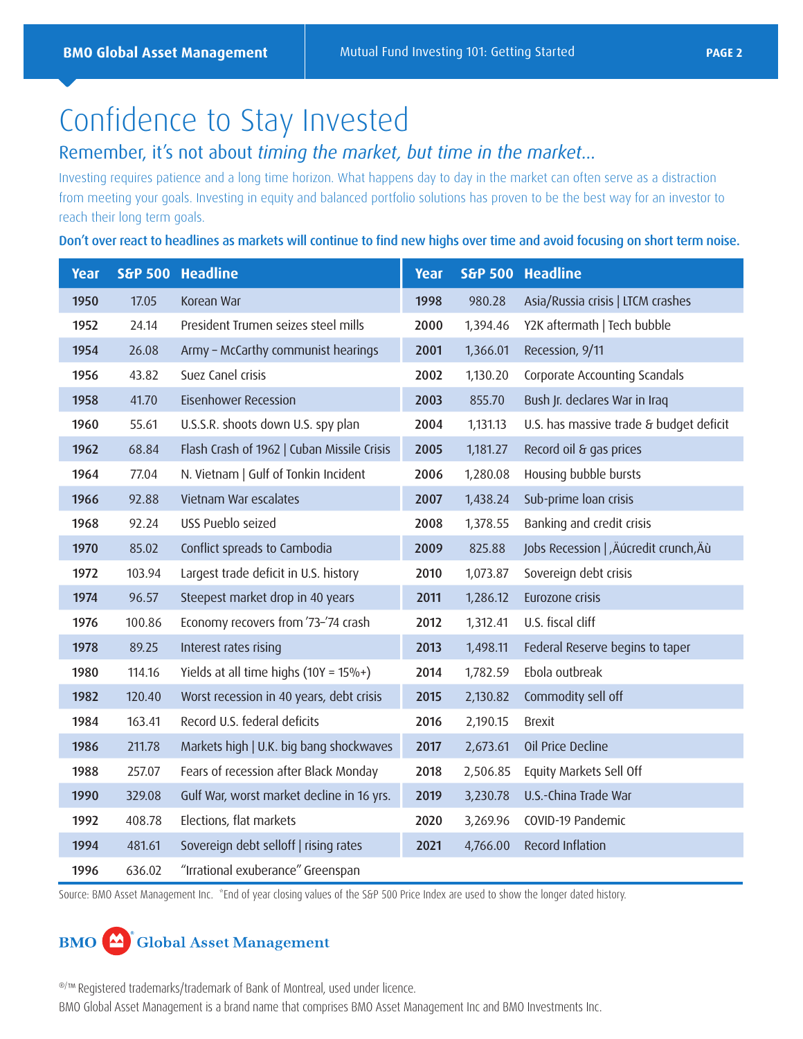# Confidence to Stay Invested

## Remember, it's not about *timing the market, but time in the market...*

Investing requires patience and a long time horizon. What happens day to day in the market can often serve as a distraction from meeting your goals. Investing in equity and balanced portfolio solutions has proven to be the best way for an investor to reach their long term goals.

**Don't over react to headlines as markets will continue to find new highs over time and avoid focusing on short term noise.**

| Year | S&P 500 | Headline | Year | S&P 500 | Headline |
|---|---|---|---|---|---|
| 1950 | 17.05 | Korean War | 1998 | 980.28 | Asia/Russia crisis \| LTCM crashes |
| 1952 | 24.14 | President Trumen seizes steel mills | 2000 | 1,394.46 | Y2K aftermath \| Tech bubble |
| 1954 | 26.08 | Army – McCarthy communist hearings | 2001 | 1,366.01 | Recession, 9/11 |
| 1956 | 43.82 | Suez Canel crisis | 2002 | 1,130.20 | Corporate Accounting Scandals |
| 1958 | 41.70 | Eisenhower Recession | 2003 | 855.70 | Bush Jr. declares War in Iraq |
| 1960 | 55.61 | U.S.S.R. shoots down U.S. spy plan | 2004 | 1,131.13 | U.S. has massive trade & budget deficit |
| 1962 | 68.84 | Flash Crash of 1962 \| Cuban Missile Crisis | 2005 | 1,181.27 | Record oil & gas prices |
| 1964 | 77.04 | N. Vietnam \| Gulf of Tonkin Incident | 2006 | 1,280.08 | Housing bubble bursts |
| 1966 | 92.88 | Vietnam War escalates | 2007 | 1,438.24 | Sub-prime loan crisis |
| 1968 | 92.24 | USS Pueblo seized | 2008 | 1,378.55 | Banking and credit crisis |
| 1970 | 85.02 | Conflict spreads to Cambodia | 2009 | 825.88 | Jobs Recession \| ‚Äúcredit crunch‚Äù |
| 1972 | 103.94 | Largest trade deficit in U.S. history | 2010 | 1,073.87 | Sovereign debt crisis |
| 1974 | 96.57 | Steepest market drop in 40 years | 2011 | 1,286.12 | Eurozone crisis |
| 1976 | 100.86 | Economy recovers from '73–'74 crash | 2012 | 1,312.41 | U.S. fiscal cliff |
| 1978 | 89.25 | Interest rates rising | 2013 | 1,498.11 | Federal Reserve begins to taper |
| 1980 | 114.16 | Yields at all time highs (10Y = 15%+) | 2014 | 1,782.59 | Ebola outbreak |
| 1982 | 120.40 | Worst recession in 40 years, debt crisis | 2015 | 2,130.82 | Commodity sell off |
| 1984 | 163.41 | Record U.S. federal deficits | 2016 | 2,190.15 | Brexit |
| 1986 | 211.78 | Markets high \| U.K. big bang shockwaves | 2017 | 2,673.61 | Oil Price Decline |
| 1988 | 257.07 | Fears of recession after Black Monday | 2018 | 2,506.85 | Equity Markets Sell Off |
| 1990 | 329.08 | Gulf War, worst market decline in 16 yrs. | 2019 | 3,230.78 | U.S.-China Trade War |
| 1992 | 408.78 | Elections, flat markets | 2020 | 3,269.96 | COVID-19 Pandemic |
| 1994 | 481.61 | Sovereign debt selloff \| rising rates | 2021 | 4,766.00 | Record Inflation |
| 1996 | 636.02 | "Irrational exuberance" Greenspan | | | |

Source: BMO Asset Management Inc. *End of year closing values of the S&P 500 Price Index are used to show the longer dated history.

BMO Global Asset Management

®/™ Registered trademarks/trademark of Bank of Montreal, used under licence.
BMO Global Asset Management is a brand name that comprises BMO Asset Management Inc and BMO Investments Inc.